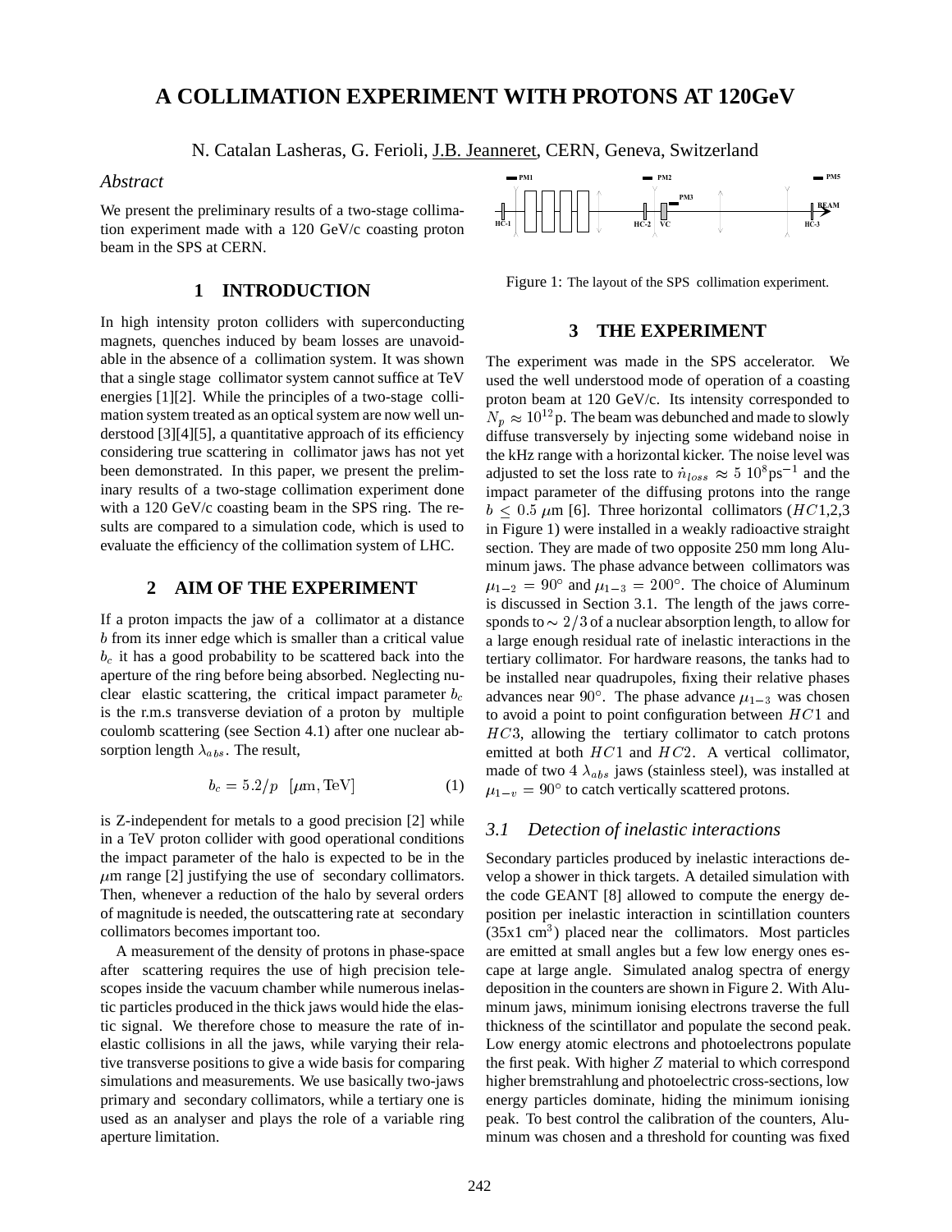# A COLLIMATION EXPERIMENT WITH PROTONS AT 120GeV

N. Catalan Lasheras, G. Ferioli, J.B. Jeanneret, CERN, Geneva, Switzerland

## *Abstract*

We present the preliminary results of a two-stage collimation experiment made with a 120 GeV/c coasting proton beam in the SPS at CERN.

## 1 INTRODUCTION

In high intensity proton colliders with superconducting magnets, quenches induced by beam losses are unavoidable in the absence of a collimation system. It was shown that a single stage collimator system cannot suffice at TeV energies [1][2]. While the principles of a two-stage collimation system treated as an optical system are now well understood [3][4][5], a quantitative approach of its efficiency considering true scattering in collimator jaws has not yet been demonstrated. In this paper, we present the preliminary results of a two-stage collimation experiment done with a 120 GeV/c coasting beam in the SPS ring. The results are compared to a simulation code, which is used to evaluate the efficiency of the collimation system of LHC.

## 2 AIM OF THE EXPERIMENT

If a proton impacts the jaw of a collimator at a distance $b$ from its inner edge which is smaller than a critical value $b_c$ it has a good probability to be scattered back into the aperture of the ring before being absorbed. Neglecting nuclear elastic scattering, the critical impact parameter $b_c$ is the r.m.s transverse deviation of a proton by multiple coulomb scattering (see Section 4.1) after one nuclear absorption length $\lambda_{abs}$. The result,

$$b_c = 5.2/p \quad [\mu\mathrm{m}, \mathrm{TeV}] \tag{1}$$

is Z-independent for metals to a good precision [2] while in a TeV proton collider with good operational conditions the impact parameter of the halo is expected to be in the $\mu$m range [2] justifying the use of secondary collimators. Then, whenever a reduction of the halo by several orders of magnitude is needed, the outscattering rate at secondary collimators becomes important too.

A measurement of the density of protons in phase-space after scattering requires the use of high precision telescopes inside the vacuum chamber while numerous inelastic particles produced in the thick jaws would hide the elastic signal. We therefore chose to measure the rate of inelastic collisions in all the jaws, while varying their relative transverse positions to give a wide basis for comparing simulations and measurements. We use basically two-jaws primary and secondary collimators, while a tertiary one is used as an analyser and plays the role of a variable ring aperture limitation.

PM1
PM2
PM5
PM3
BEAM
HC-1
HC-2
VC
HC-3

Figure 1: The layout of the SPS collimation experiment.

## 3 THE EXPERIMENT

The experiment was made in the SPS accelerator. We used the well understood mode of operation of a coasting proton beam at 120 GeV/c. Its intensity corresponded to $N_p \approx 10^{12}$ p. The beam was debunched and made to slowly diffuse transversely by injecting some wideband noise in the kHz range with a horizontal kicker. The noise level was adjusted to set the loss rate to $\dot{n}_{loss} \approx 5\ 10^8 \mathrm{ps}^{-1}$ and the impact parameter of the diffusing protons into the range $b \leq 0.5\ \mu$m [6]. Three horizontal collimators ($HC1$,2,3 in Figure 1) were installed in a weakly radioactive straight section. They are made of two opposite 250 mm long Aluminum jaws. The phase advance between collimators was $\mu_{1-2} = 90^\circ$ and $\mu_{1-3} = 200^\circ$. The choice of Aluminum is discussed in Section 3.1. The length of the jaws corresponds to $\sim 2/3$ of a nuclear absorption length, to allow for a large enough residual rate of inelastic interactions in the tertiary collimator. For hardware reasons, the tanks had to be installed near quadrupoles, fixing their relative phases advances near $90^\circ$. The phase advance $\mu_{1-3}$ was chosen to avoid a point to point configuration between $HC1$ and $HC3$, allowing the tertiary collimator to catch protons emitted at both $HC1$ and $HC2$. A vertical collimator, made of two $4\ \lambda_{abs}$ jaws (stainless steel), was installed at $\mu_{1-v} = 90^\circ$ to catch vertically scattered protons.

### *3.1 Detection of inelastic interactions*

Secondary particles produced by inelastic interactions develop a shower in thick targets. A detailed simulation with the code GEANT [8] allowed to compute the energy deposition per inelastic interaction in scintillation counters (35x1 cm$^3$) placed near the collimators. Most particles are emitted at small angles but a few low energy ones escape at large angle. Simulated analog spectra of energy deposition in the counters are shown in Figure 2. With Aluminum jaws, minimum ionising electrons traverse the full thickness of the scintillator and populate the second peak. Low energy atomic electrons and photoelectrons populate the first peak. With higher $Z$ material to which correspond higher bremstrahlung and photoelectric cross-sections, low energy particles dominate, hiding the minimum ionising peak. To best control the calibration of the counters, Aluminum was chosen and a threshold for counting was fixed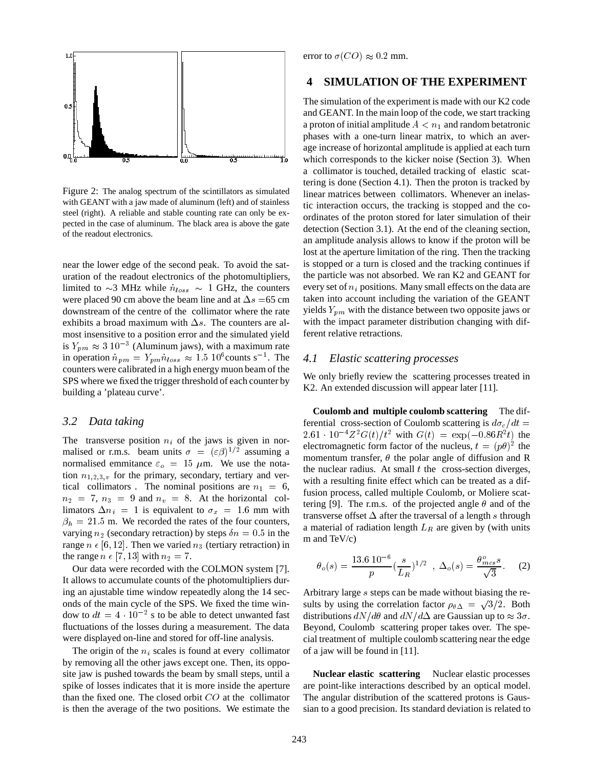Figure 2: The analog spectrum of the scintillators as simulated with GEANT with a jaw made of aluminum (left) and of stainless steel (right). A reliable and stable counting rate can only be expected in the case of aluminum. The black area is above the gate of the readout electronics.

near the lower edge of the second peak. To avoid the saturation of the readout electronics of the photomultipliers, limited to ∼3 MHz while $\dot{n}_{loss} \sim 1$ GHz, the counters were placed 90 cm above the beam line and at $\Delta s = 65$ cm downstream of the centre of the collimator where the rate exhibits a broad maximum with $\Delta s$. The counters are almost insensitive to a position error and the simulated yield is $Y_{pm} \approx 3\,10^{-3}$ (Aluminum jaws), with a maximum rate in operation $\dot{n}_{pm} = Y_{pm}\dot{n}_{loss} \approx 1.5\,10^{6}$ counts $\mathrm{s}^{-1}$. The counters were calibrated in a high energy muon beam of the SPS where we fixed the trigger threshold of each counter by building a 'plateau curve'.

### 3.2 Data taking

The transverse position $n_i$ of the jaws is given in normalised or r.m.s. beam units $\sigma = (\varepsilon\beta)^{1/2}$ assuming a normalised emmitance $\varepsilon_o = 15\ \mu$m. We use the notation $n_{1,2,3,v}$ for the primary, secondary, tertiary and vertical collimators . The nominal positions are $n_1 = 6$, $n_2 = 7$, $n_3 = 9$ and $n_v = 8$. At the horizontal collimators $\Delta n_i = 1$ is equivalent to $\sigma_x = 1.6$ mm with $\beta_h = 21.5$ m. We recorded the rates of the four counters, varying $n_2$ (secondary retraction) by steps $\delta n = 0.5$ in the range $n \in [6, 12]$. Then we varied $n_3$ (tertiary retraction) in the range $n \in [7, 13]$ with $n_2 = 7$.

Our data were recorded with the COLMON system [7]. It allows to accumulate counts of the photomultipliers during an ajustable time window repeatedly along the 14 seconds of the main cycle of the SPS. We fixed the time window to $dt = 4 \cdot 10^{-2}$ s to be able to detect unwanted fast fluctuations of the losses during a measurement. The data were displayed on-line and stored for off-line analysis.

The origin of the $n_i$ scales is found at every collimator by removing all the other jaws except one. Then, its opposite jaw is pushed towards the beam by small steps, until a spike of losses indicates that it is more inside the aperture than the fixed one. The closed orbit $CO$ at the collimator is then the average of the two positions. We estimate the error to $\sigma(CO) \approx 0.2$ mm.

## 4 SIMULATION OF THE EXPERIMENT

The simulation of the experiment is made with our K2 code and GEANT. In the main loop of the code, we start tracking a proton of initial amplitude $A < n_1$ and random betatronic phases with a one-turn linear matrix, to which an average increase of horizontal amplitude is applied at each turn which corresponds to the kicker noise (Section 3). When a collimator is touched, detailed tracking of elastic scattering is done (Section 4.1). Then the proton is tracked by linear matrices between collimators. Whenever an inelastic interaction occurs, the tracking is stopped and the coordinates of the proton stored for later simulation of their detection (Section 3.1). At the end of the cleaning section, an amplitude analysis allows to know if the proton will be lost at the aperture limitation of the ring. Then the tracking is stopped or a turn is closed and the tracking continues if the particle was not absorbed. We ran K2 and GEANT for every set of $n_i$ positions. Many small effects on the data are taken into account including the variation of the GEANT yields $Y_{pm}$ with the distance between two opposite jaws or with the impact parameter distribution changing with different relative retractions.

### 4.1 Elastic scattering processes

We only briefly review the scattering processes treated in K2. An extended discussion will appear later [11].

**Coulomb and multiple coulomb scattering** The differential cross-section of Coulomb scattering is $d\sigma_c/dt = 2.61 \cdot 10^{-4} Z^2 G(t)/t^2$ with $G(t) = \exp(-0.86R^2 t)$ the electromagnetic form factor of the nucleus, $t = (p\theta)^2$ the momentum transfer, $\theta$ the polar angle of diffusion and R the nuclear radius. At small $t$ the cross-section diverges, with a resulting finite effect which can be treated as a diffusion process, called multiple Coulomb, or Moliere scattering [9]. The r.m.s. of the projected angle $\theta$ and of the transverse offset $\Delta$ after the traversal of a length $s$ through a material of radiation length $L_R$ are given by (with units m and TeV/c)

$$\theta_o(s) = \frac{13.6\,10^{-6}}{p}\left(\frac{s}{L_R}\right)^{1/2}\ ,\ \Delta_o(s) = \frac{\theta^o_{mcs} s}{\sqrt{3}}. \quad (2)$$

Arbitrary large $s$ steps can be made without biasing the results by using the correlation factor $\rho_{\theta\Delta} = \sqrt{3}/2$. Both distributions $dN/d\theta$ and $dN/d\Delta$ are Gaussian up to $\approx 3\sigma$. Beyond, Coulomb scattering proper takes over. The special treatment of multiple coulomb scattering near the edge of a jaw will be found in [11].

**Nuclear elastic scattering** Nuclear elastic processes are point-like interactions described by an optical model. The angular distribution of the scattered protons is Gaussian to a good precision. Its standard deviation is related to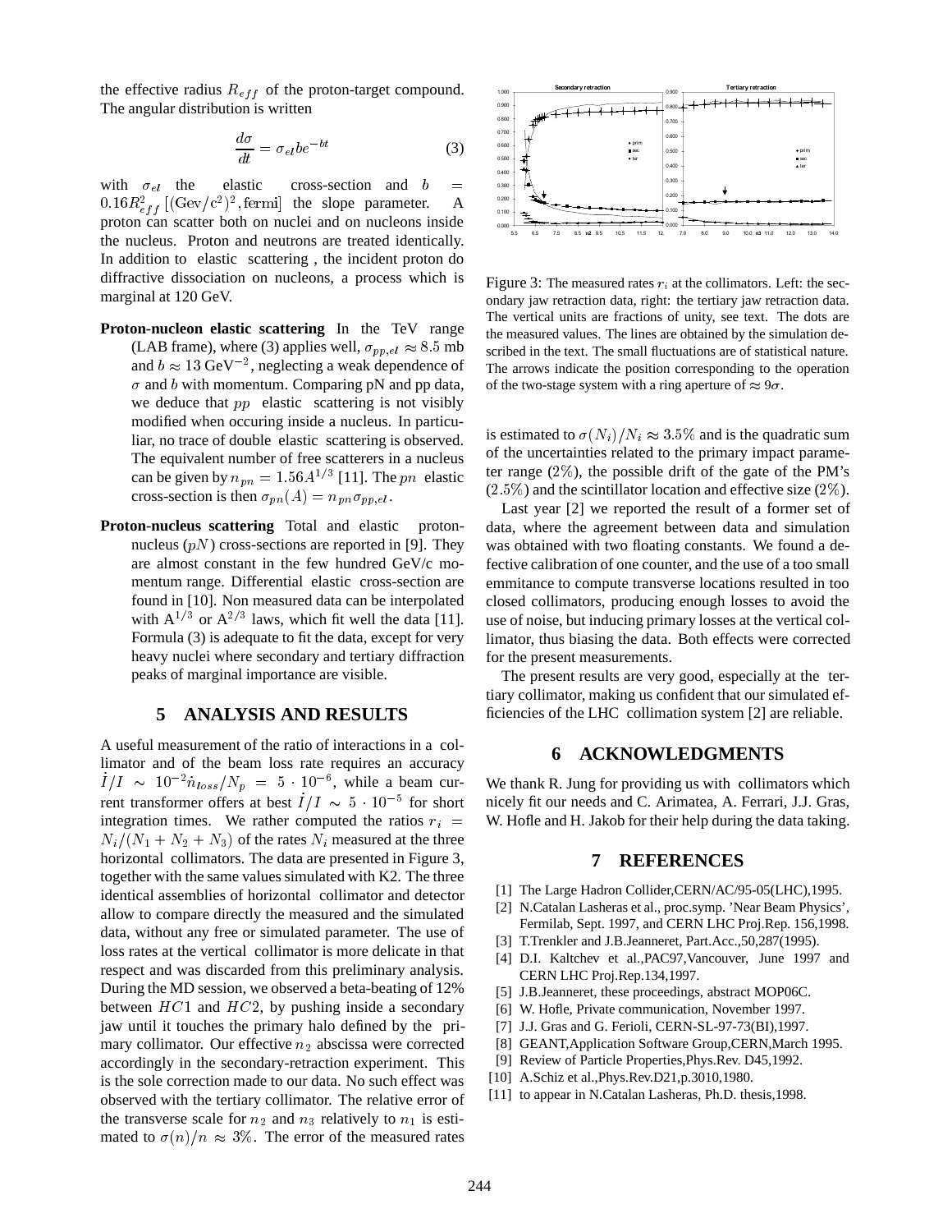the effective radius $R_{eff}$ of the proton-target compound. The angular distribution is written

$$\frac{d\sigma}{dt} = \sigma_{el} b e^{-bt} \tag{3}$$

with $\sigma_{el}$ the elastic cross-section and $b = 0.16 R_{eff}^2 \, [(\mathrm{Gev/c^2})^2, \mathrm{fermi}]$ the slope parameter. A proton can scatter both on nuclei and on nucleons inside the nucleus. Proton and neutrons are treated identically. In addition to elastic scattering , the incident proton do diffractive dissociation on nucleons, a process which is marginal at 120 GeV.

**Proton-nucleon elastic scattering** In the TeV range (LAB frame), where (3) applies well, $\sigma_{pp,el} \approx 8.5$ mb and $b \approx 13\ \mathrm{GeV}^{-2}$, neglecting a weak dependence of $\sigma$ and $b$ with momentum. Comparing pN and pp data, we deduce that $pp$ elastic scattering is not visibly modified when occuring inside a nucleus. In particuliar, no trace of double elastic scattering is observed. The equivalent number of free scatterers in a nucleus can be given by $n_{pn} = 1.56 A^{1/3}$ [11]. The $pn$ elastic cross-section is then $\sigma_{pn}(A) = n_{pn} \sigma_{pp,el}$.

**Proton-nucleus scattering** Total and elastic proton-nucleus ($pN$) cross-sections are reported in [9]. They are almost constant in the few hundred GeV/c momentum range. Differential elastic cross-section are found in [10]. Non measured data can be interpolated with $\mathrm{A}^{1/3}$ or $\mathrm{A}^{2/3}$ laws, which fit well the data [11]. Formula (3) is adequate to fit the data, except for very heavy nuclei where secondary and tertiary diffraction peaks of marginal importance are visible.

## 5 ANALYSIS AND RESULTS

A useful measurement of the ratio of interactions in a collimator and of the beam loss rate requires an accuracy $\dot{I}/I \sim 10^{-2} \dot{n}_{loss}/N_p = 5 \cdot 10^{-6}$, while a beam current transformer offers at best $\dot{I}/I \sim 5 \cdot 10^{-5}$ for short integration times. We rather computed the ratios $r_i = N_i/(N_1 + N_2 + N_3)$ of the rates $N_i$ measured at the three horizontal collimators. The data are presented in Figure 3, together with the same values simulated with K2. The three identical assemblies of horizontal collimator and detector allow to compare directly the measured and the simulated data, without any free or simulated parameter. The use of loss rates at the vertical collimator is more delicate in that respect and was discarded from this preliminary analysis. During the MD session, we observed a beta-beating of 12% between $HC1$ and $HC2$, by pushing inside a secondary jaw until it touches the primary halo defined by the primary collimator. Our effective $n_2$ abscissa were corrected accordingly in the secondary-retraction experiment. This is the sole correction made to our data. No such effect was observed with the tertiary collimator. The relative error of the transverse scale for $n_2$ and $n_3$ relatively to $n_1$ is estimated to $\sigma(n)/n \approx 3\%$. The error of the measured rates is estimated to $\sigma(N_i)/N_i \approx 3.5\%$ and is the quadratic sum of the uncertainties related to the primary impact parameter range (2%), the possible drift of the gate of the PM's (2.5%) and the scintillator location and effective size (2%).

Secondary retraction
1.000
0.900
0.800
0.700
0.600
0.500
0.400
0.300
0.200
0.100
0.000
prim
sec
ter
5.5 6.5 7.5 8.5 n2 9.5 10.5 11.5 12.

Tertiary retraction
0.900
0.800
0.700
0.600
0.500
0.400
0.300
0.200
0.100
0.000
prim
sec
ter
7.0 8.0 9.0 10.0 n3 11.0 12.0 13.0 14.0

Figure 3: The measured rates $r_i$ at the collimators. Left: the secondary jaw retraction data, right: the tertiary jaw retraction data. The vertical units are fractions of unity, see text. The dots are the measured values. The lines are obtained by the simulation described in the text. The small fluctuations are of statistical nature. The arrows indicate the position corresponding to the operation of the two-stage system with a ring aperture of $\approx 9\sigma$.

Last year [2] we reported the result of a former set of data, where the agreement between data and simulation was obtained with two floating constants. We found a defective calibration of one counter, and the use of a too small emmitance to compute transverse locations resulted in too closed collimators, producing enough losses to avoid the use of noise, but inducing primary losses at the vertical collimator, thus biasing the data. Both effects were corrected for the present measurements.

The present results are very good, especially at the tertiary collimator, making us confident that our simulated efficiencies of the LHC collimation system [2] are reliable.

## 6 ACKNOWLEDGMENTS

We thank R. Jung for providing us with collimators which nicely fit our needs and C. Arimatea, A. Ferrari, J.J. Gras, W. Hofle and H. Jakob for their help during the data taking.

## 7 REFERENCES

[1] The Large Hadron Collider,CERN/AC/95-05(LHC),1995.

[2] N.Catalan Lasheras et al., proc.symp. 'Near Beam Physics', Fermilab, Sept. 1997, and CERN LHC Proj.Rep. 156,1998.

[3] T.Trenkler and J.B.Jeanneret, Part.Acc.,50,287(1995).

[4] D.I. Kaltchev et al.,PAC97,Vancouver, June 1997 and CERN LHC Proj.Rep.134,1997.

[5] J.B.Jeanneret, these proceedings, abstract MOP06C.

[6] W. Hofle, Private communication, November 1997.

[7] J.J. Gras and G. Ferioli, CERN-SL-97-73(BI),1997.

[8] GEANT,Application Software Group,CERN,March 1995.

[9] Review of Particle Properties,Phys.Rev. D45,1992.

[10] A.Schiz et al.,Phys.Rev.D21,p.3010,1980.

[11] to appear in N.Catalan Lasheras, Ph.D. thesis,1998.